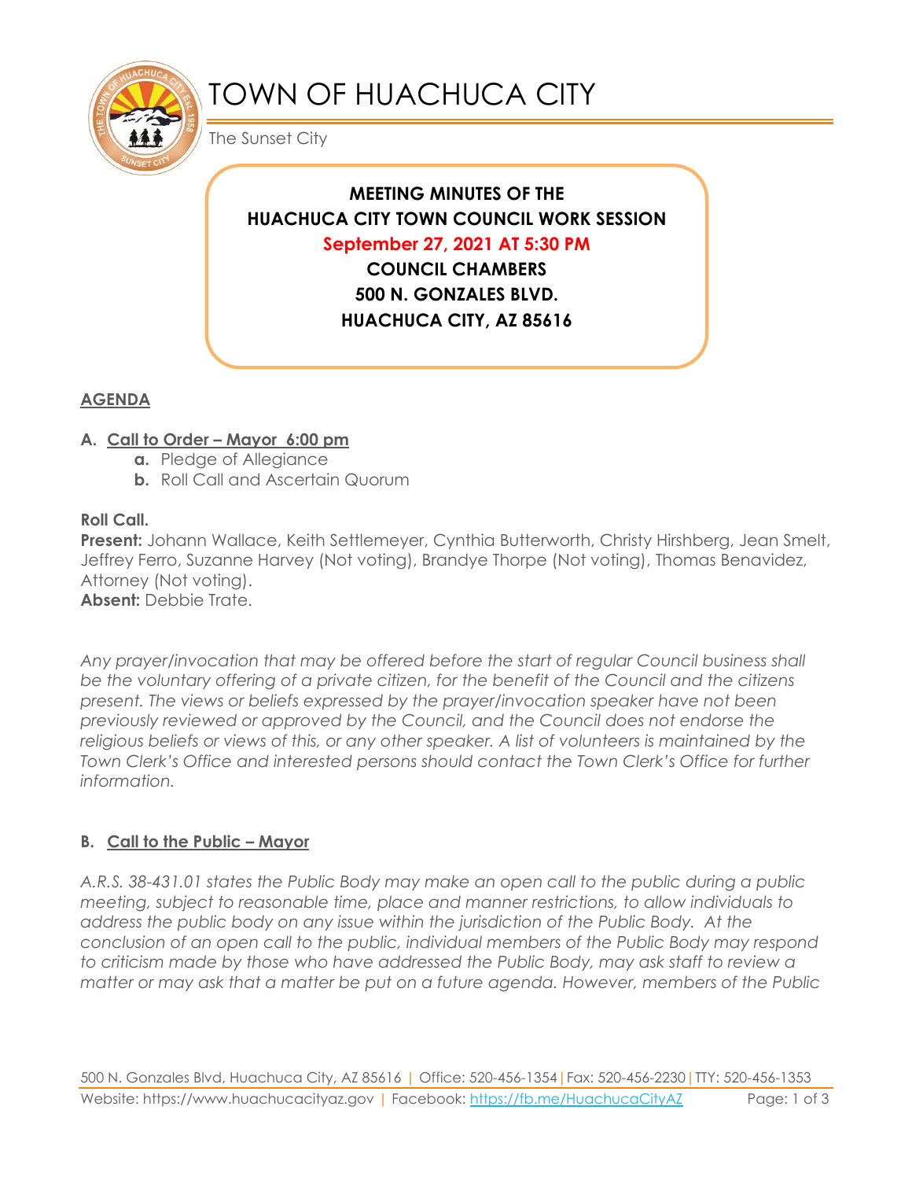# TOWN OF HUACHUCA CITY

The Sunset City

**MEETING MINUTES OF THE**
**HUACHUCA CITY TOWN COUNCIL WORK SESSION**
**September 27, 2021 AT 5:30 PM**
**COUNCIL CHAMBERS**
**500 N. GONZALES BLVD.**
**HUACHUCA CITY, AZ 85616**

## AGENDA

### A. Call to Order – Mayor 6:00 pm

- **a.** Pledge of Allegiance
- **b.** Roll Call and Ascertain Quorum

**Roll Call.**
**Present:** Johann Wallace, Keith Settlemeyer, Cynthia Butterworth, Christy Hirshberg, Jean Smelt, Jeffrey Ferro, Suzanne Harvey (Not voting), Brandye Thorpe (Not voting), Thomas Benavidez, Attorney (Not voting).
**Absent:** Debbie Trate.

*Any prayer/invocation that may be offered before the start of regular Council business shall be the voluntary offering of a private citizen, for the benefit of the Council and the citizens present. The views or beliefs expressed by the prayer/invocation speaker have not been previously reviewed or approved by the Council, and the Council does not endorse the religious beliefs or views of this, or any other speaker. A list of volunteers is maintained by the Town Clerk's Office and interested persons should contact the Town Clerk's Office for further information.*

### B. Call to the Public – Mayor

*A.R.S. 38-431.01 states the Public Body may make an open call to the public during a public meeting, subject to reasonable time, place and manner restrictions, to allow individuals to address the public body on any issue within the jurisdiction of the Public Body. At the conclusion of an open call to the public, individual members of the Public Body may respond to criticism made by those who have addressed the Public Body, may ask staff to review a matter or may ask that a matter be put on a future agenda. However, members of the Public*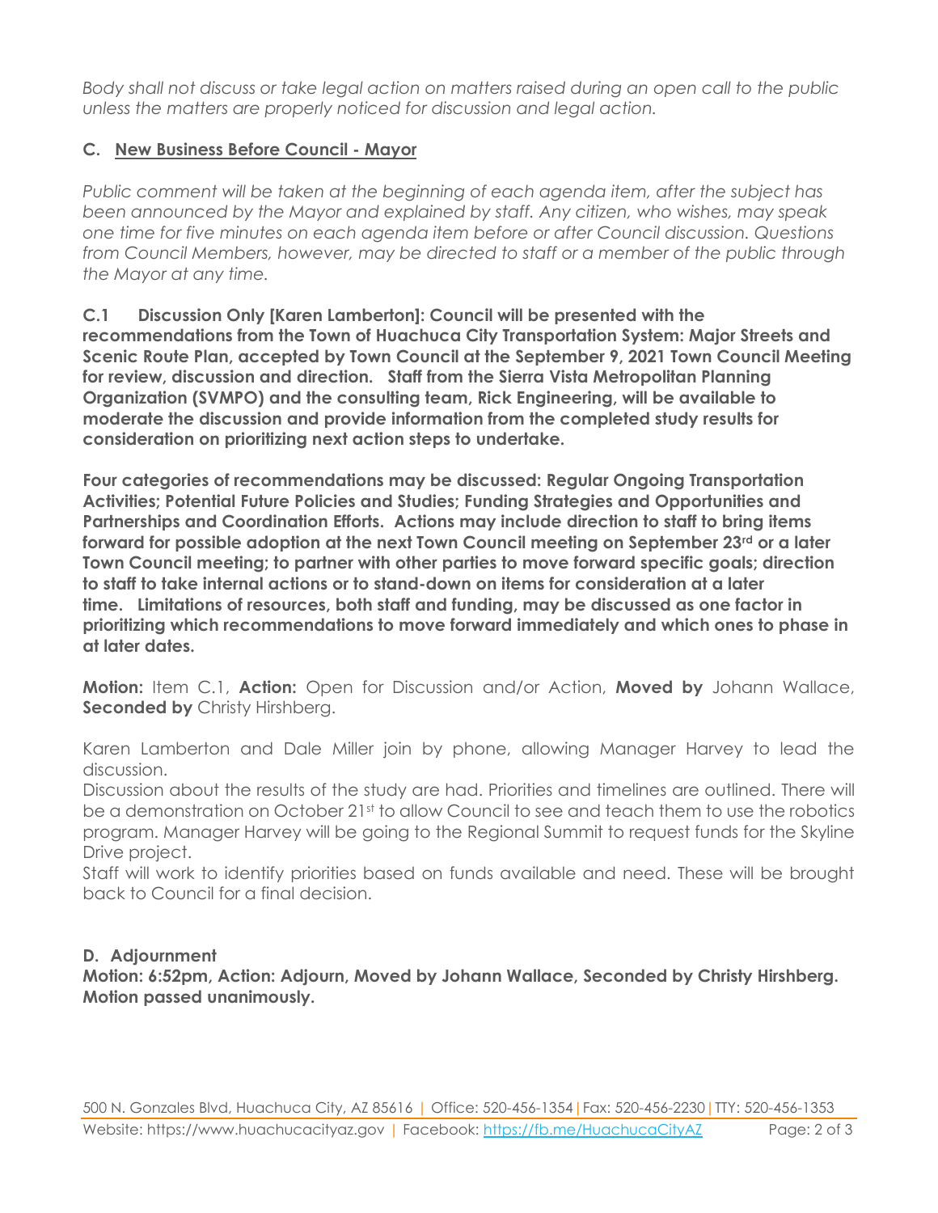*Body shall not discuss or take legal action on matters raised during an open call to the public unless the matters are properly noticed for discussion and legal action.*

## C. New Business Before Council - Mayor

*Public comment will be taken at the beginning of each agenda item, after the subject has been announced by the Mayor and explained by staff. Any citizen, who wishes, may speak one time for five minutes on each agenda item before or after Council discussion. Questions from Council Members, however, may be directed to staff or a member of the public through the Mayor at any time.*

**C.1 Discussion Only [Karen Lamberton]: Council will be presented with the recommendations from the Town of Huachuca City Transportation System: Major Streets and Scenic Route Plan, accepted by Town Council at the September 9, 2021 Town Council Meeting for review, discussion and direction. Staff from the Sierra Vista Metropolitan Planning Organization (SVMPO) and the consulting team, Rick Engineering, will be available to moderate the discussion and provide information from the completed study results for consideration on prioritizing next action steps to undertake.**

**Four categories of recommendations may be discussed: Regular Ongoing Transportation Activities; Potential Future Policies and Studies; Funding Strategies and Opportunities and Partnerships and Coordination Efforts. Actions may include direction to staff to bring items forward for possible adoption at the next Town Council meeting on September 23rd or a later Town Council meeting; to partner with other parties to move forward specific goals; direction to staff to take internal actions or to stand-down on items for consideration at a later time. Limitations of resources, both staff and funding, may be discussed as one factor in prioritizing which recommendations to move forward immediately and which ones to phase in at later dates.**

**Motion:** Item C.1, **Action:** Open for Discussion and/or Action, **Moved by** Johann Wallace, **Seconded by** Christy Hirshberg.

Karen Lamberton and Dale Miller join by phone, allowing Manager Harvey to lead the discussion.
Discussion about the results of the study are had. Priorities and timelines are outlined. There will be a demonstration on October 21st to allow Council to see and teach them to use the robotics program. Manager Harvey will be going to the Regional Summit to request funds for the Skyline Drive project.
Staff will work to identify priorities based on funds available and need. These will be brought back to Council for a final decision.

## D. Adjournment

**Motion: 6:52pm, Action: Adjourn, Moved by Johann Wallace, Seconded by Christy Hirshberg. Motion passed unanimously.**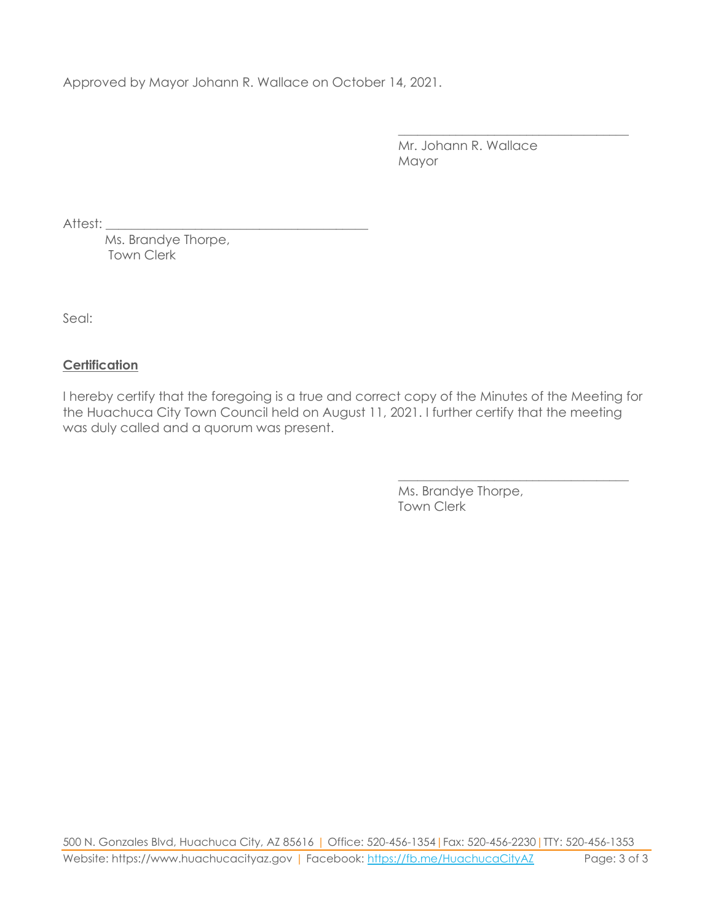Approved by Mayor Johann R. Wallace on October 14, 2021.

\_\_\_\_\_\_\_\_\_\_\_\_\_\_\_\_\_\_\_\_\_\_\_\_\_\_\_\_\_\_\_\_\_\_\_\_

Mr. Johann R. Wallace
Mayor

Attest: \_\_\_\_\_\_\_\_\_\_\_\_\_\_\_\_\_\_\_\_\_\_\_\_\_\_\_\_\_\_\_\_\_\_\_\_\_\_\_\_\_

Ms. Brandye Thorpe,
Town Clerk

Seal:

**Certification**

I hereby certify that the foregoing is a true and correct copy of the Minutes of the Meeting for the Huachuca City Town Council held on August 11, 2021. I further certify that the meeting was duly called and a quorum was present.

\_\_\_\_\_\_\_\_\_\_\_\_\_\_\_\_\_\_\_\_\_\_\_\_\_\_\_\_\_\_\_\_\_\_\_\_

Ms. Brandye Thorpe,
Town Clerk